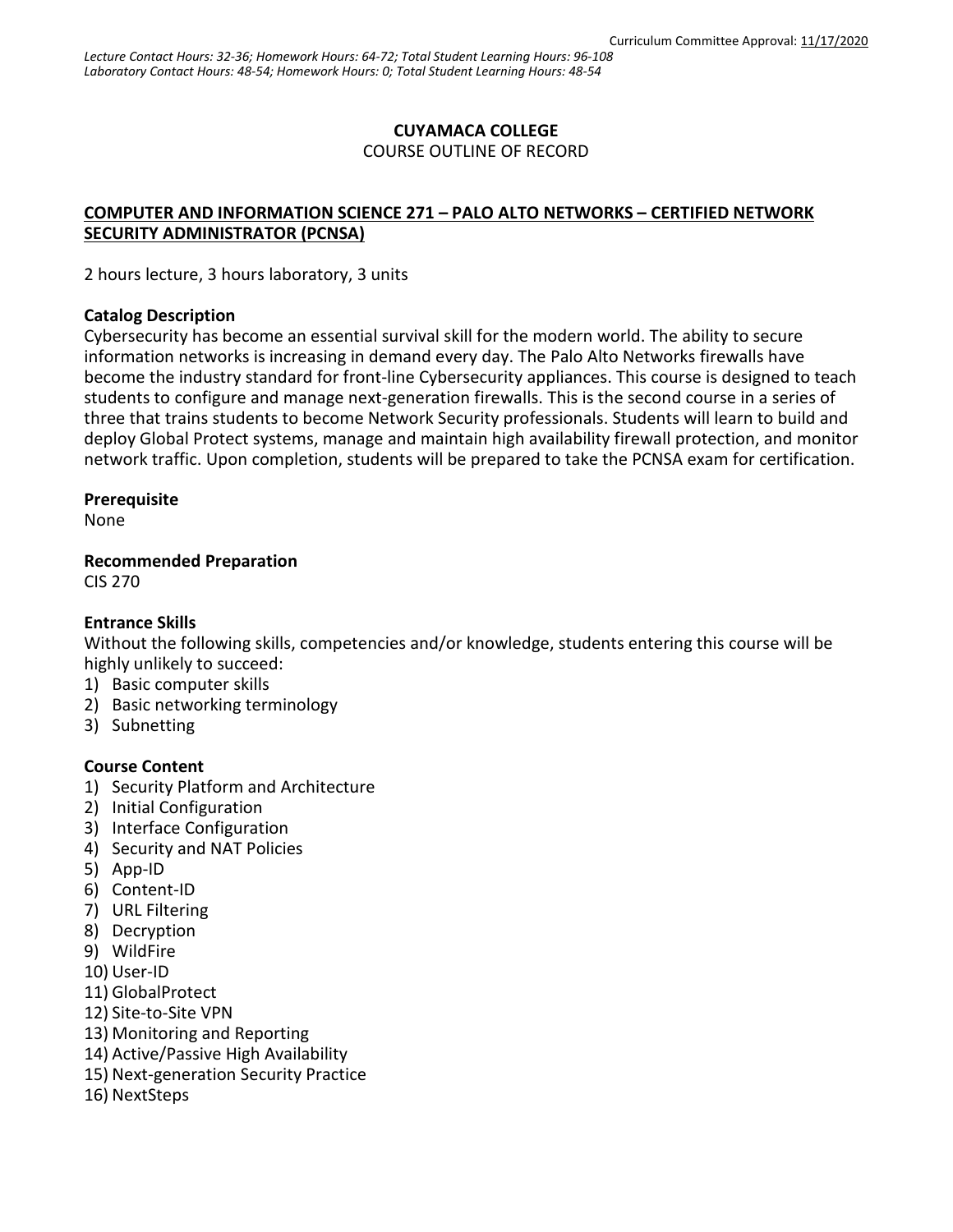Curriculum Committee Approval: 11/17/2020

*Lecture Contact Hours: 32-36; Homework Hours: 64-72; Total Student Learning Hours: 96-108*
*Laboratory Contact Hours: 48-54; Homework Hours: 0; Total Student Learning Hours: 48-54*

**CUYAMACA COLLEGE**
COURSE OUTLINE OF RECORD

## COMPUTER AND INFORMATION SCIENCE 271 – PALO ALTO NETWORKS – CERTIFIED NETWORK SECURITY ADMINISTRATOR (PCNSA)

2 hours lecture, 3 hours laboratory, 3 units

### Catalog Description

Cybersecurity has become an essential survival skill for the modern world. The ability to secure information networks is increasing in demand every day. The Palo Alto Networks firewalls have become the industry standard for front-line Cybersecurity appliances. This course is designed to teach students to configure and manage next-generation firewalls. This is the second course in a series of three that trains students to become Network Security professionals. Students will learn to build and deploy Global Protect systems, manage and maintain high availability firewall protection, and monitor network traffic. Upon completion, students will be prepared to take the PCNSA exam for certification.

### Prerequisite

None

### Recommended Preparation

CIS 270

### Entrance Skills

Without the following skills, competencies and/or knowledge, students entering this course will be highly unlikely to succeed:

1) Basic computer skills
2) Basic networking terminology
3) Subnetting

### Course Content

1) Security Platform and Architecture
2) Initial Configuration
3) Interface Configuration
4) Security and NAT Policies
5) App-ID
6) Content-ID
7) URL Filtering
8) Decryption
9) WildFire
10) User-ID
11) GlobalProtect
12) Site-to-Site VPN
13) Monitoring and Reporting
14) Active/Passive High Availability
15) Next-generation Security Practice
16) NextSteps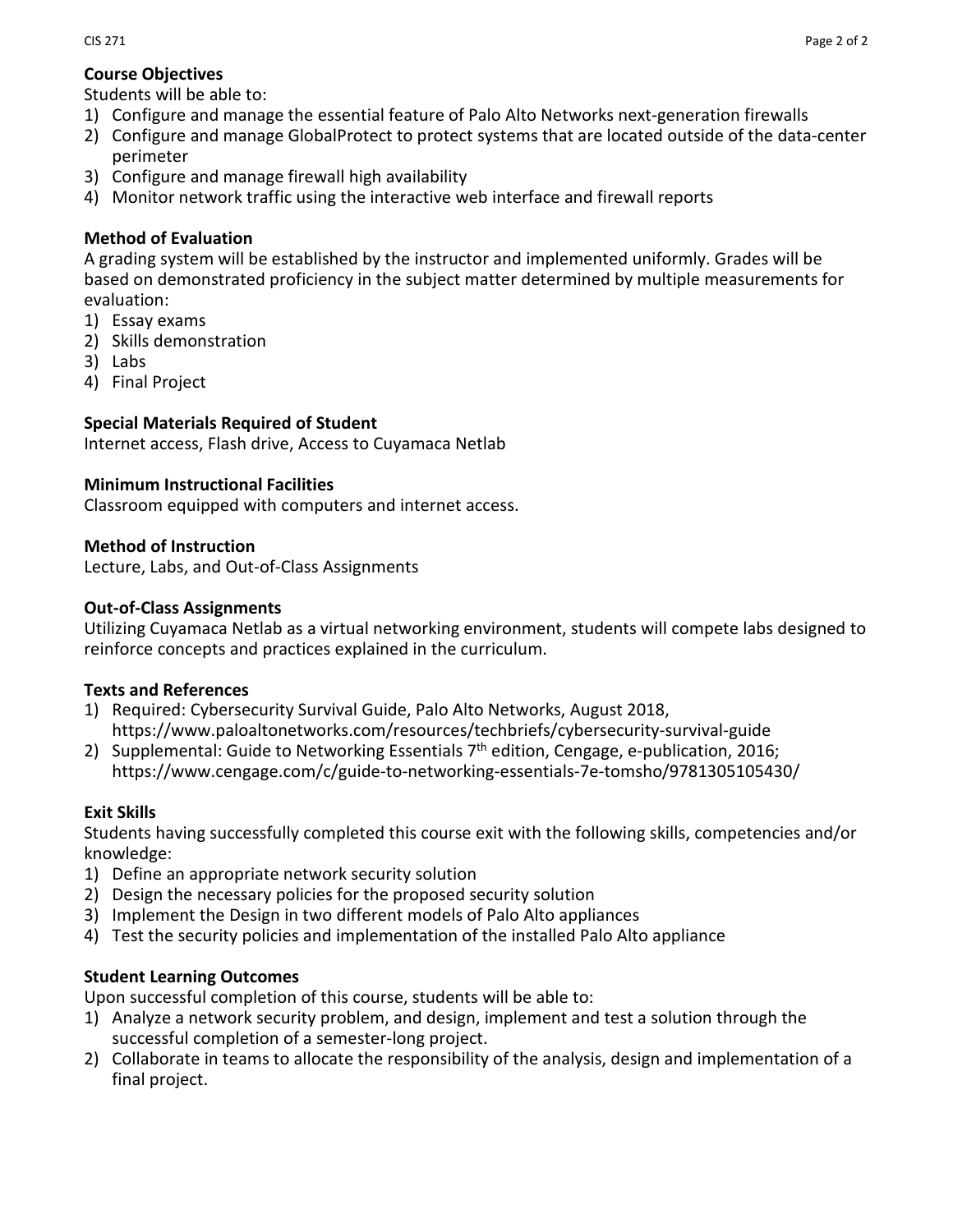**Course Objectives**

Students will be able to:

1) Configure and manage the essential feature of Palo Alto Networks next-generation firewalls
2) Configure and manage GlobalProtect to protect systems that are located outside of the data-center perimeter
3) Configure and manage firewall high availability
4) Monitor network traffic using the interactive web interface and firewall reports

**Method of Evaluation**

A grading system will be established by the instructor and implemented uniformly. Grades will be based on demonstrated proficiency in the subject matter determined by multiple measurements for evaluation:

1) Essay exams
2) Skills demonstration
3) Labs
4) Final Project

**Special Materials Required of Student**

Internet access, Flash drive, Access to Cuyamaca Netlab

**Minimum Instructional Facilities**

Classroom equipped with computers and internet access.

**Method of Instruction**

Lecture, Labs, and Out-of-Class Assignments

**Out-of-Class Assignments**

Utilizing Cuyamaca Netlab as a virtual networking environment, students will compete labs designed to reinforce concepts and practices explained in the curriculum.

**Texts and References**

1) Required: Cybersecurity Survival Guide, Palo Alto Networks, August 2018, https://www.paloaltonetworks.com/resources/techbriefs/cybersecurity-survival-guide
2) Supplemental: Guide to Networking Essentials 7th edition, Cengage, e-publication, 2016; https://www.cengage.com/c/guide-to-networking-essentials-7e-tomsho/9781305105430/

**Exit Skills**

Students having successfully completed this course exit with the following skills, competencies and/or knowledge:

1) Define an appropriate network security solution
2) Design the necessary policies for the proposed security solution
3) Implement the Design in two different models of Palo Alto appliances
4) Test the security policies and implementation of the installed Palo Alto appliance

**Student Learning Outcomes**

Upon successful completion of this course, students will be able to:

1) Analyze a network security problem, and design, implement and test a solution through the successful completion of a semester-long project.
2) Collaborate in teams to allocate the responsibility of the analysis, design and implementation of a final project.